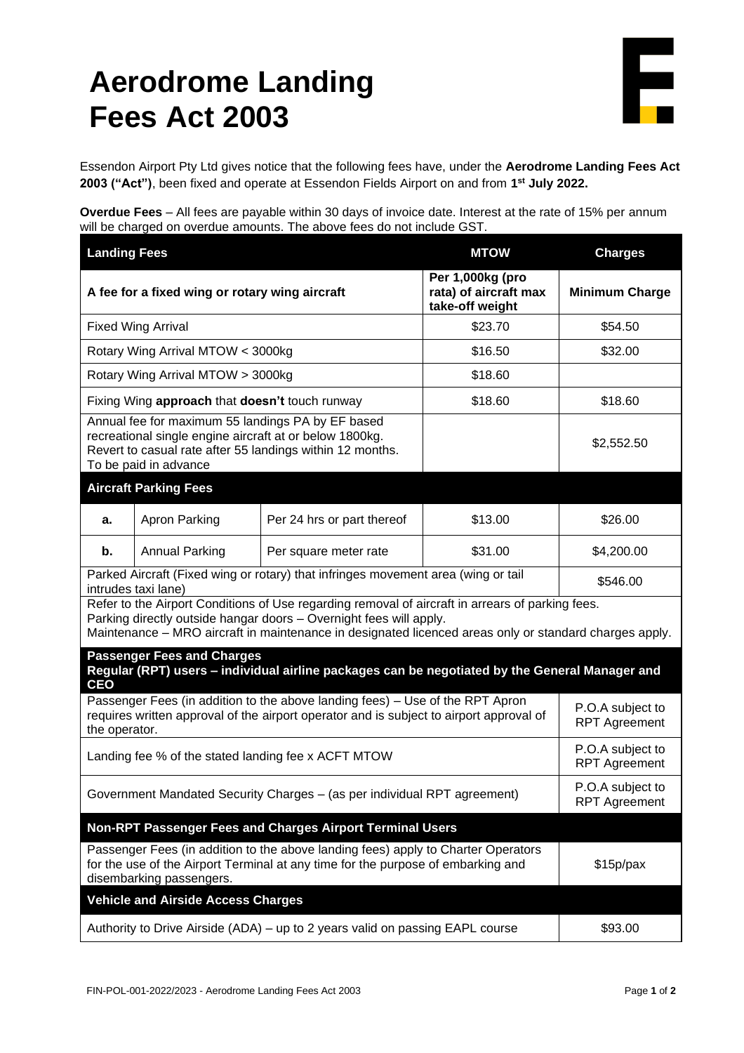# Aerodrome Landing Fees Act 2003

Essendon Airport Pty Ltd gives notice that the following fees have, under the **Aerodrome Landing Fees Act 2003 ("Act")**, been fixed and operate at Essendon Fields Airport on and from **1st July 2022.**

**Overdue Fees** – All fees are payable within 30 days of invoice date. Interest at the rate of 15% per annum will be charged on overdue amounts. The above fees do not include GST.

| **Landing Fees** | | | **MTOW** | **Charges** |
|---|---|---|---|---|
| **A fee for a fixed wing or rotary wing aircraft** | | | **Per 1,000kg (pro rata) of aircraft max take-off weight** | **Minimum Charge** |
| Fixed Wing Arrival | | | $23.70 | $54.50 |
| Rotary Wing Arrival MTOW < 3000kg | | | $16.50 | $32.00 |
| Rotary Wing Arrival MTOW > 3000kg | | | $18.60 | |
| Fixing Wing **approach** that **doesn't** touch runway | | | $18.60 | $18.60 |
| Annual fee for maximum 55 landings PA by EF based recreational single engine aircraft at or below 1800kg. Revert to casual rate after 55 landings within 12 months. To be paid in advance | | | | $2,552.50 |
| **Aircraft Parking Fees** | | | | |
| **a.** | Apron Parking | Per 24 hrs or part thereof | $13.00 | $26.00 |
| **b.** | Annual Parking | Per square meter rate | $31.00 | $4,200.00 |
| Parked Aircraft (Fixed wing or rotary) that infringes movement area (wing or tail intrudes taxi lane) | | | | $546.00 |
| Refer to the Airport Conditions of Use regarding removal of aircraft in arrears of parking fees. Parking directly outside hangar doors – Overnight fees will apply. Maintenance – MRO aircraft in maintenance in designated licenced areas only or standard charges apply. | | | | |
| **Passenger Fees and Charges Regular (RPT) users – individual airline packages can be negotiated by the General Manager and CEO** | | | | |
| Passenger Fees (in addition to the above landing fees) – Use of the RPT Apron requires written approval of the airport operator and is subject to airport approval of the operator. | | | | P.O.A subject to RPT Agreement |
| Landing fee % of the stated landing fee x ACFT MTOW | | | | P.O.A subject to RPT Agreement |
| Government Mandated Security Charges – (as per individual RPT agreement) | | | | P.O.A subject to RPT Agreement |
| **Non-RPT Passenger Fees and Charges Airport Terminal Users** | | | | |
| Passenger Fees (in addition to the above landing fees) apply to Charter Operators for the use of the Airport Terminal at any time for the purpose of embarking and disembarking passengers. | | | | $15p/pax |
| **Vehicle and Airside Access Charges** | | | | |
| Authority to Drive Airside (ADA) – up to 2 years valid on passing EAPL course | | | | $93.00 |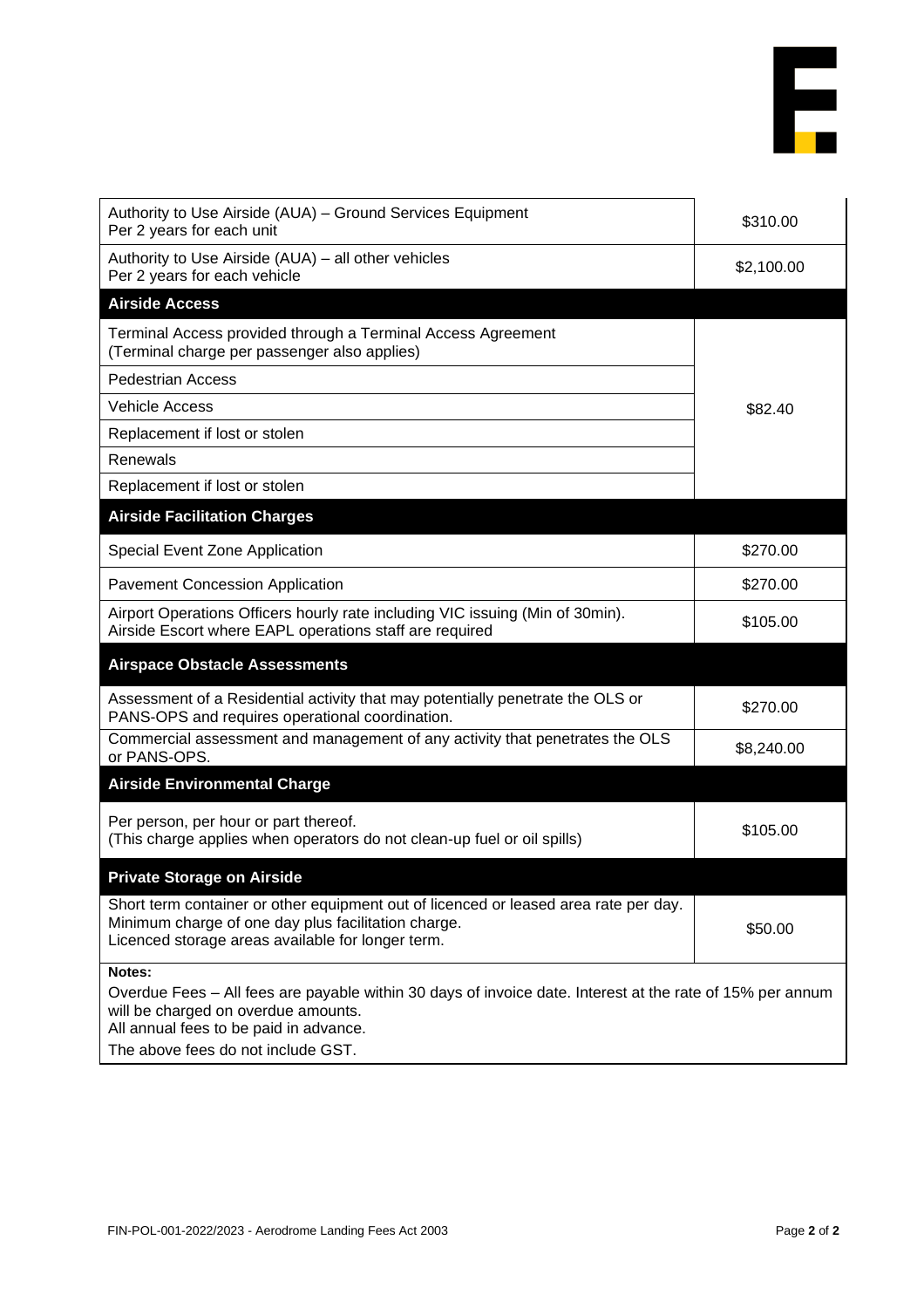| | |
|---|---|
| Authority to Use Airside (AUA) – Ground Services Equipment<br>Per 2 years for each unit | $310.00 |
| Authority to Use Airside (AUA) – all other vehicles<br>Per 2 years for each vehicle | $2,100.00 |
| **Airside Access** | |
| Terminal Access provided through a Terminal Access Agreement<br>(Terminal charge per passenger also applies) | $82.40 |
| Pedestrian Access | |
| Vehicle Access | |
| Replacement if lost or stolen | |
| Renewals | |
| Replacement if lost or stolen | |
| **Airside Facilitation Charges** | |
| Special Event Zone Application | $270.00 |
| Pavement Concession Application | $270.00 |
| Airport Operations Officers hourly rate including VIC issuing (Min of 30min).<br>Airside Escort where EAPL operations staff are required | $105.00 |
| **Airspace Obstacle Assessments** | |
| Assessment of a Residential activity that may potentially penetrate the OLS or PANS-OPS and requires operational coordination. | $270.00 |
| Commercial assessment and management of any activity that penetrates the OLS or PANS-OPS. | $8,240.00 |
| **Airside Environmental Charge** | |
| Per person, per hour or part thereof.<br>(This charge applies when operators do not clean-up fuel or oil spills) | $105.00 |
| **Private Storage on Airside** | |
| Short term container or other equipment out of licenced or leased area rate per day.<br>Minimum charge of one day plus facilitation charge.<br>Licenced storage areas available for longer term. | $50.00 |

**Notes:**

Overdue Fees – All fees are payable within 30 days of invoice date. Interest at the rate of 15% per annum will be charged on overdue amounts.
All annual fees to be paid in advance.

The above fees do not include GST.